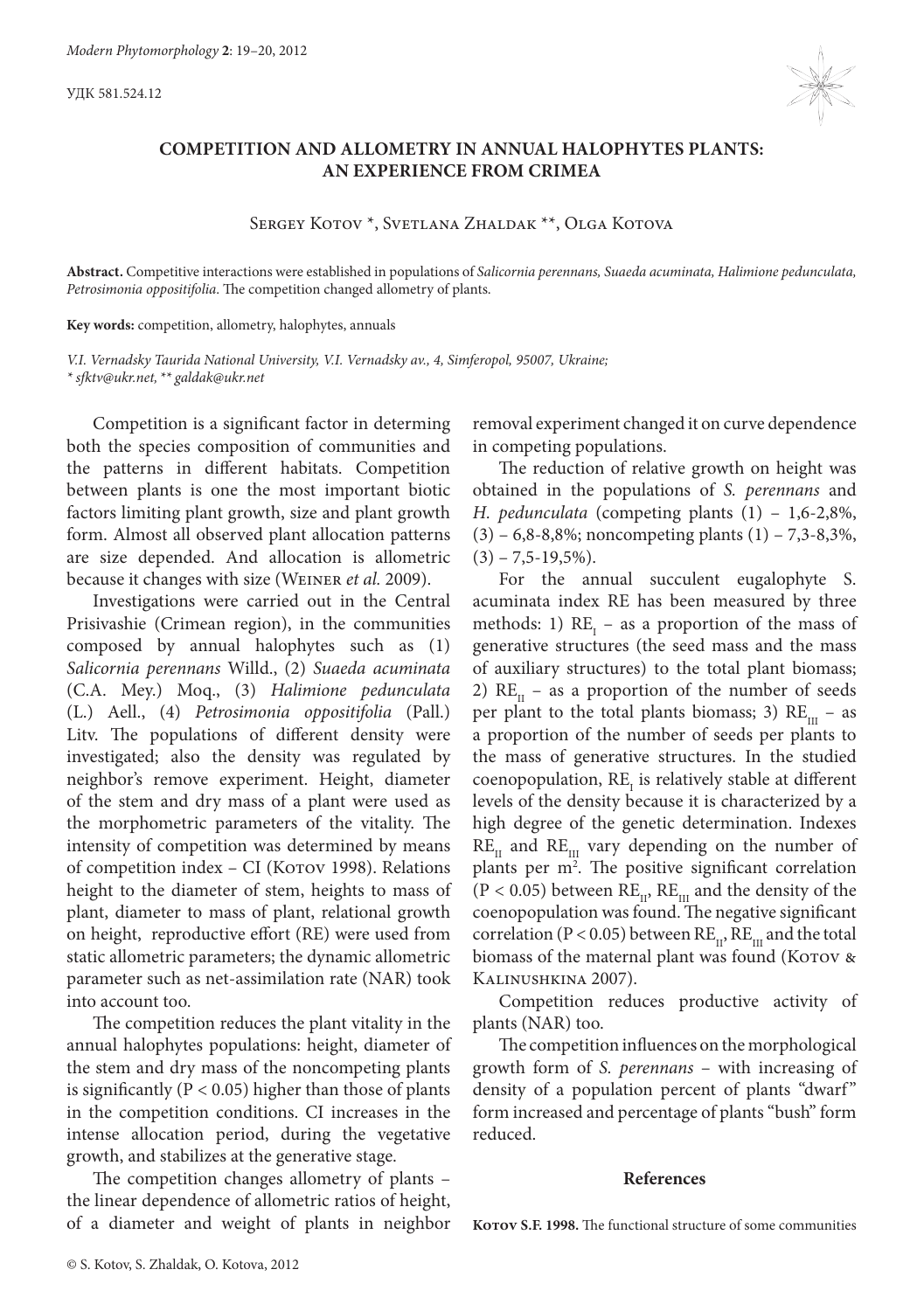УДК 581.524.12

# COMPETITION AND ALLOMETRY IN ANNUAL HALOPHYTES PLANTS: AN EXPERIENCE FROM CRIMEA

Sergey Kotov *, Svetlana Zhaldak **, Olga Kotova

**Abstract.** Competitive interactions were established in populations of *Salicornia perennans, Suaeda acuminata, Halimione pedunculata, Petrosimonia oppositifolia*. The competition changed allometry of plants.

**Key words:** competition, allometry, halophytes, annuals

*V.I. Vernadsky Taurida National University, V.I. Vernadsky av., 4, Simferopol, 95007, Ukraine;*
*\* sfktv@ukr.net, \*\* galdak@ukr.net*

Competition is a significant factor in determing both the species composition of communities and the patterns in different habitats. Competition between plants is one the most important biotic factors limiting plant growth, size and plant growth form. Almost all observed plant allocation patterns are size depended. And allocation is allometric because it changes with size (Weiner *et al.* 2009).

Investigations were carried out in the Central Prisivashie (Crimean region), in the communities composed by annual halophytes such as (1) *Salicornia perennans* Willd., (2) *Suaeda acuminata* (C.A. Mey.) Moq., (3) *Halimione pedunculata* (L.) Aell., (4) *Petrosimonia oppositifolia* (Pall.) Litv. The populations of different density were investigated; also the density was regulated by neighbor's remove experiment. Height, diameter of the stem and dry mass of a plant were used as the morphometric parameters of the vitality. The intensity of competition was determined by means of competition index – CI (Kotov 1998). Relations height to the diameter of stem, heights to mass of plant, diameter to mass of plant, relational growth on height, reproductive effort (RE) were used from static allometric parameters; the dynamic allometric parameter such as net-assimilation rate (NAR) took into account too.

The competition reduces the plant vitality in the annual halophytes populations: height, diameter of the stem and dry mass of the noncompeting plants is significantly ($P < 0.05$) higher than those of plants in the competition conditions. CI increases in the intense allocation period, during the vegetative growth, and stabilizes at the generative stage.

The competition changes allometry of plants – the linear dependence of allometric ratios of height, of a diameter and weight of plants in neighbor removal experiment changed it on curve dependence in competing populations.

The reduction of relative growth on height was obtained in the populations of *S. perennans* and *H. pedunculata* (competing plants (1) – 1,6-2,8%, (3) – 6,8-8,8%; noncompeting plants (1) – 7,3-8,3%, (3) – 7,5-19,5%).

For the annual succulent eugalophyte S. acuminata index RE has been measured by three methods: 1) $RE_I$ – as a proportion of the mass of generative structures (the seed mass and the mass of auxiliary structures) to the total plant biomass; 2) $RE_{II}$ – as a proportion of the number of seeds per plant to the total plants biomass; 3) $RE_{III}$ – as a proportion of the number of seeds per plants to the mass of generative structures. In the studied coenopopulation, $RE_I$ is relatively stable at different levels of the density because it is characterized by a high degree of the genetic determination. Indexes $RE_{II}$ and $RE_{III}$ vary depending on the number of plants per $m^2$. The positive significant correlation ($P < 0.05$) between $RE_{II}$, $RE_{III}$ and the density of the coenopopulation was found. The negative significant correlation ($P < 0.05$) between $RE_{II}$, $RE_{III}$ and the total biomass of the maternal plant was found (Kotov & Kalinushkina 2007).

Competition reduces productive activity of plants (NAR) too.

The competition influences on the morphological growth form of *S. perennans* – with increasing of density of a population percent of plants "dwarf" form increased and percentage of plants "bush" form reduced.

## References

**Kotov S.F. 1998.** The functional structure of some communities

© S. Kotov, S. Zhaldak, O. Kotova, 2012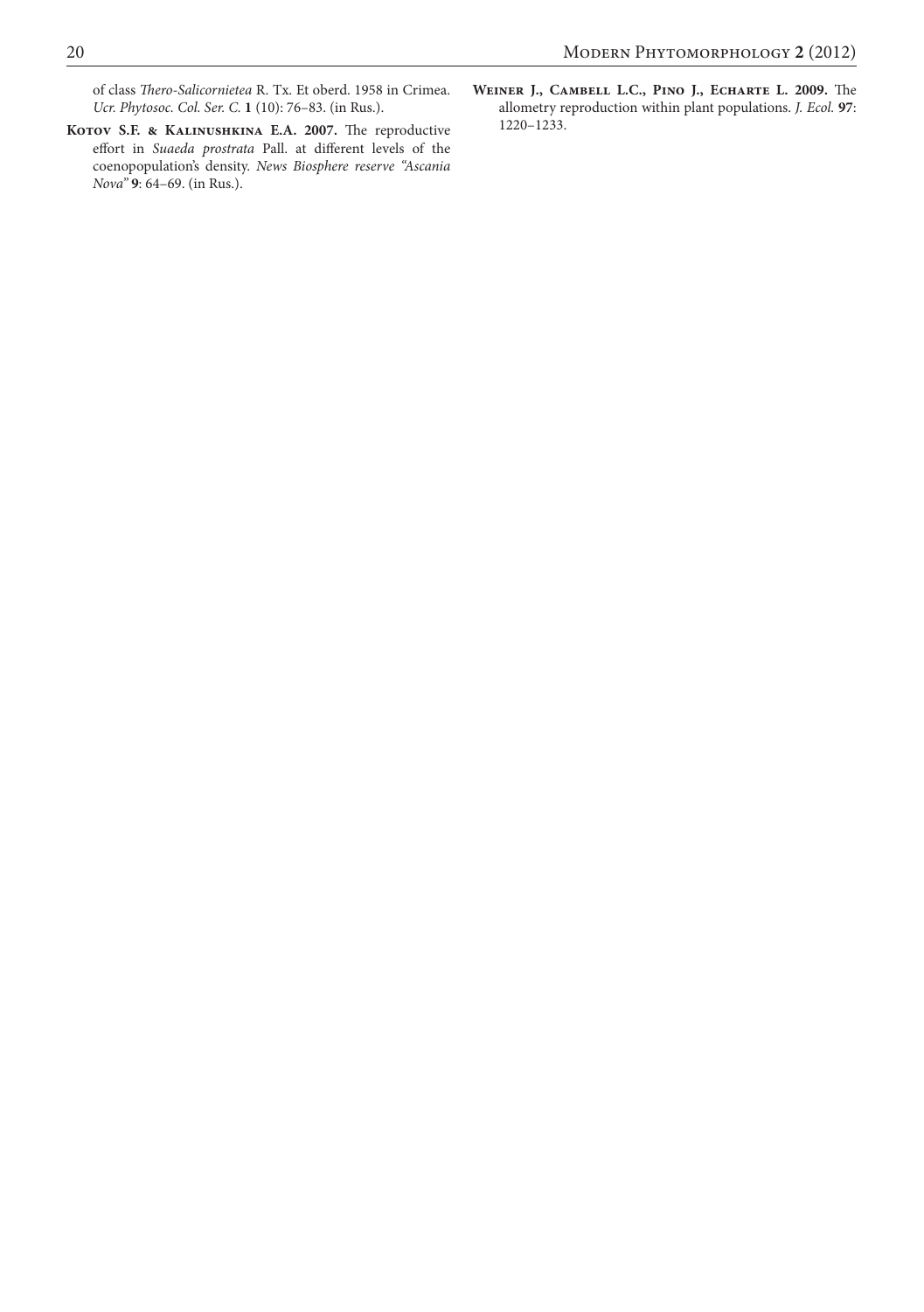of class *Thero-Salicornietea* R. Tx. Et oberd. 1958 in Crimea. *Ucr. Phytosoc. Col. Ser. C.* **1** (10): 76–83. (in Rus.).

**Kotov S.F. & Kalinushkina E.A. 2007.** The reproductive effort in *Suaeda prostrata* Pall. at different levels of the coenopopulation's density. *News Biosphere reserve "Ascania Nova"* **9**: 64–69. (in Rus.).

**Weiner J., Cambell L.C., Pino J., Echarte L. 2009.** The allometry reproduction within plant populations. *J. Ecol.* **97**: 1220–1233.